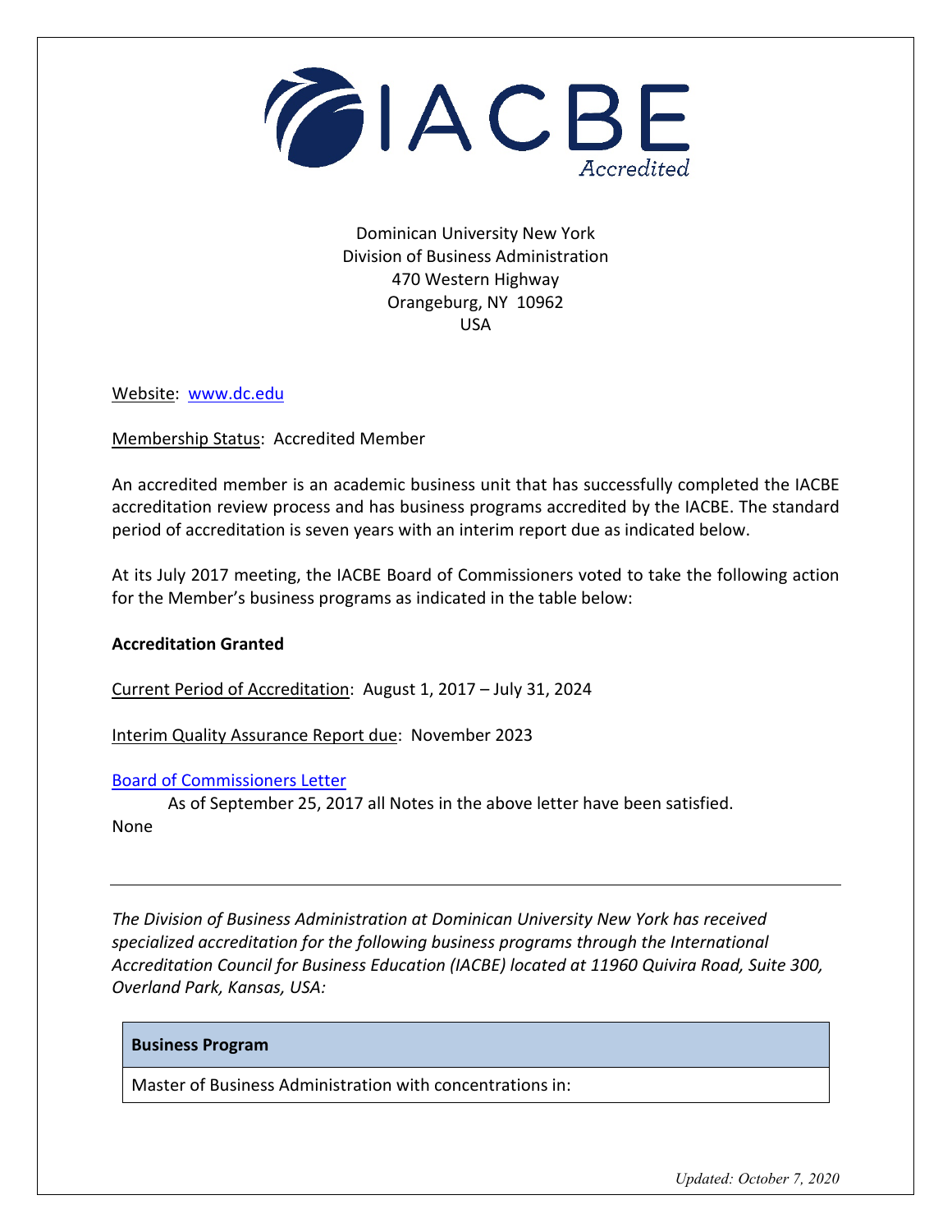IACBE Accredited

Dominican University New York
Division of Business Administration
470 Western Highway
Orangeburg, NY 10962
USA

Website: www.dc.edu

Membership Status: Accredited Member

An accredited member is an academic business unit that has successfully completed the IACBE accreditation review process and has business programs accredited by the IACBE. The standard period of accreditation is seven years with an interim report due as indicated below.

At its July 2017 meeting, the IACBE Board of Commissioners voted to take the following action for the Member's business programs as indicated in the table below:

**Accreditation Granted**

Current Period of Accreditation: August 1, 2017 – July 31, 2024

Interim Quality Assurance Report due: November 2023

Board of Commissioners Letter

As of September 25, 2017 all Notes in the above letter have been satisfied.

None

---

*The Division of Business Administration at Dominican University New York has received specialized accreditation for the following business programs through the International Accreditation Council for Business Education (IACBE) located at 11960 Quivira Road, Suite 300, Overland Park, Kansas, USA:*

| Business Program |
| --- |
| Master of Business Administration with concentrations in: |

*Updated: October 7, 2020*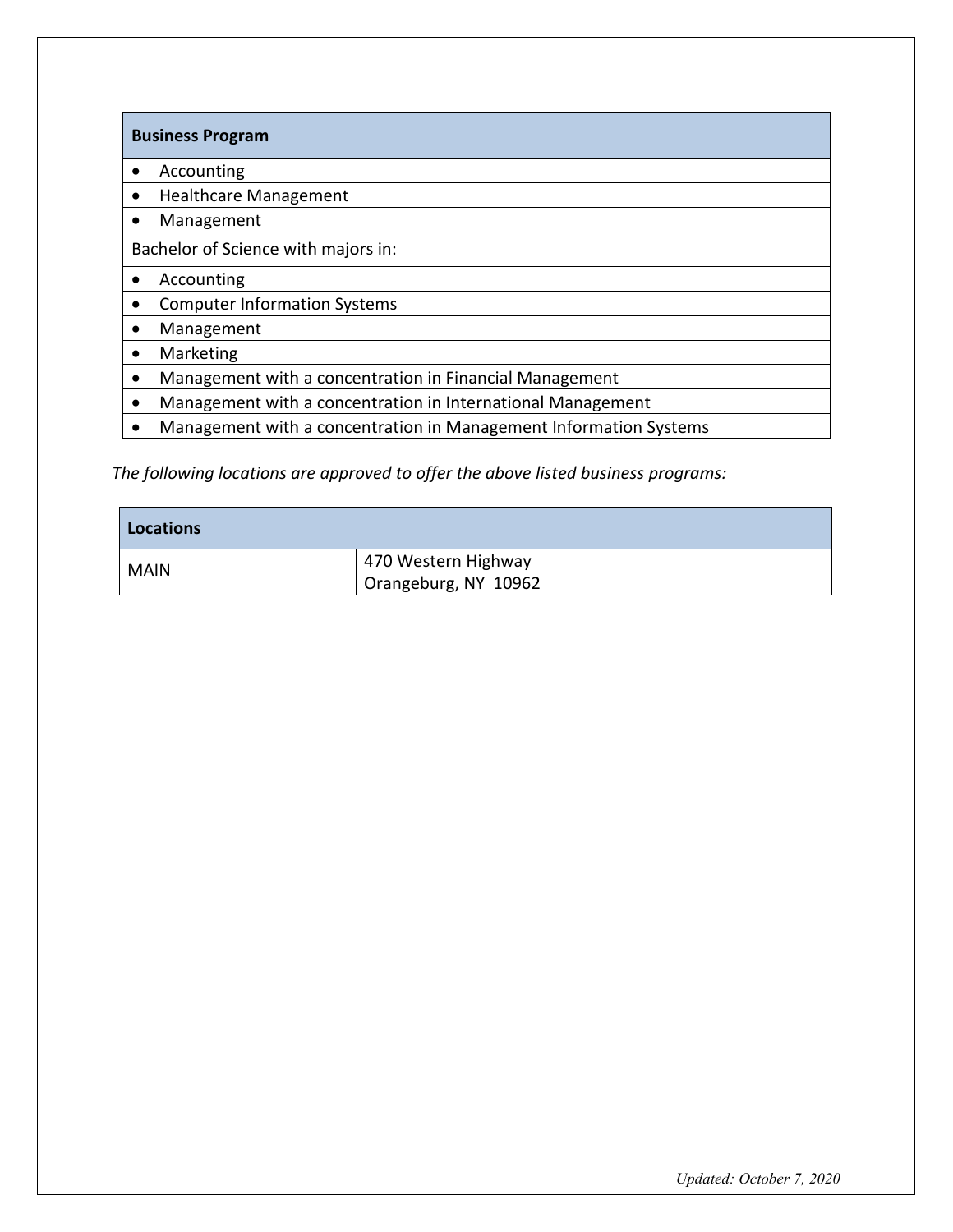| **Business Program** |
|---|
| • Accounting |
| • Healthcare Management |
| • Management |
| Bachelor of Science with majors in: |
| • Accounting |
| • Computer Information Systems |
| • Management |
| • Marketing |
| • Management with a concentration in Financial Management |
| • Management with a concentration in International Management |
| • Management with a concentration in Management Information Systems |

*The following locations are approved to offer the above listed business programs:*

| **Locations** | |
|---|---|
| MAIN | 470 Western Highway<br>Orangeburg, NY 10962 |

*Updated: October 7, 2020*